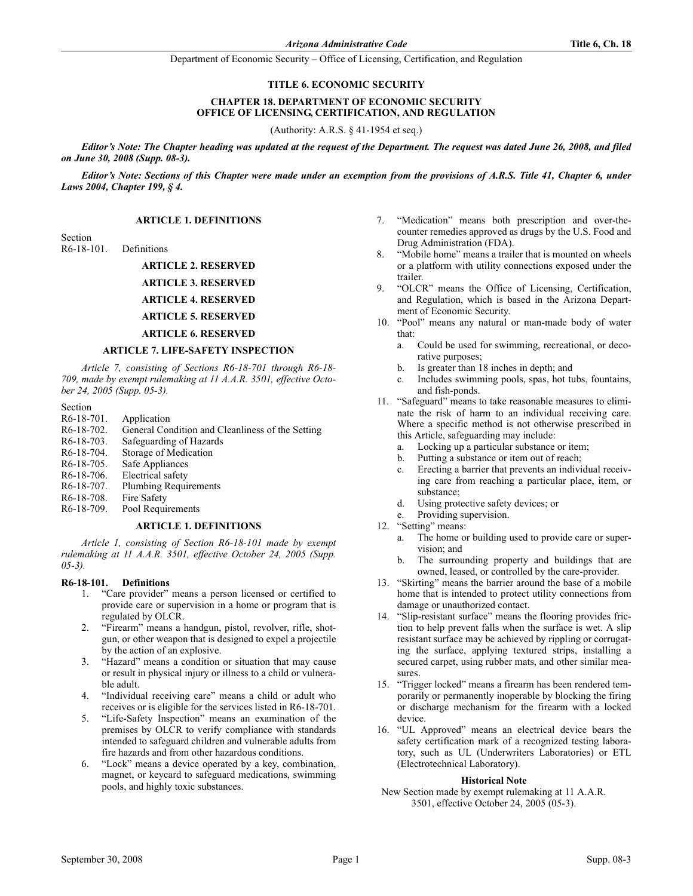# TITLE 6. ECONOMIC SECURITY

## CHAPTER 18. DEPARTMENT OF ECONOMIC SECURITY OFFICE OF LICENSING, CERTIFICATION, AND REGULATION

(Authority: A.R.S. § 41-1954 et seq.)

***Editor's Note: The Chapter heading was updated at the request of the Department. The request was dated June 26, 2008, and filed on June 30, 2008 (Supp. 08-3).***

***Editor's Note: Sections of this Chapter were made under an exemption from the provisions of A.R.S. Title 41, Chapter 6, under Laws 2004, Chapter 199, § 4.***

### ARTICLE 1. DEFINITIONS

Section
R6-18-101. Definitions

### ARTICLE 2. RESERVED

### ARTICLE 3. RESERVED

### ARTICLE 4. RESERVED

### ARTICLE 5. RESERVED

### ARTICLE 6. RESERVED

### ARTICLE 7. LIFE-SAFETY INSPECTION

*Article 7, consisting of Sections R6-18-701 through R6-18-709, made by exempt rulemaking at 11 A.A.R. 3501, effective October 24, 2005 (Supp. 05-3).*

Section
R6-18-701. Application
R6-18-702. General Condition and Cleanliness of the Setting
R6-18-703. Safeguarding of Hazards
R6-18-704. Storage of Medication
R6-18-705. Safe Appliances
R6-18-706. Electrical safety
R6-18-707. Plumbing Requirements
R6-18-708. Fire Safety
R6-18-709. Pool Requirements

### ARTICLE 1. DEFINITIONS

*Article 1, consisting of Section R6-18-101 made by exempt rulemaking at 11 A.A.R. 3501, effective October 24, 2005 (Supp. 05-3).*

#### R6-18-101. Definitions

1. "Care provider" means a person licensed or certified to provide care or supervision in a home or program that is regulated by OLCR.
2. "Firearm" means a handgun, pistol, revolver, rifle, shotgun, or other weapon that is designed to expel a projectile by the action of an explosive.
3. "Hazard" means a condition or situation that may cause or result in physical injury or illness to a child or vulnerable adult.
4. "Individual receiving care" means a child or adult who receives or is eligible for the services listed in R6-18-701.
5. "Life-Safety Inspection" means an examination of the premises by OLCR to verify compliance with standards intended to safeguard children and vulnerable adults from fire hazards and from other hazardous conditions.
6. "Lock" means a device operated by a key, combination, magnet, or keycard to safeguard medications, swimming pools, and highly toxic substances.
7. "Medication" means both prescription and over-the-counter remedies approved as drugs by the U.S. Food and Drug Administration (FDA).
8. "Mobile home" means a trailer that is mounted on wheels or a platform with utility connections exposed under the trailer.
9. "OLCR" means the Office of Licensing, Certification, and Regulation, which is based in the Arizona Department of Economic Security.
10. "Pool" means any natural or man-made body of water that:
    a. Could be used for swimming, recreational, or decorative purposes;
    b. Is greater than 18 inches in depth; and
    c. Includes swimming pools, spas, hot tubs, fountains, and fish-ponds.
11. "Safeguard" means to take reasonable measures to eliminate the risk of harm to an individual receiving care. Where a specific method is not otherwise prescribed in this Article, safeguarding may include:
    a. Locking up a particular substance or item;
    b. Putting a substance or item out of reach;
    c. Erecting a barrier that prevents an individual receiving care from reaching a particular place, item, or substance;
    d. Using protective safety devices; or
    e. Providing supervision.
12. "Setting" means:
    a. The home or building used to provide care or supervision; and
    b. The surrounding property and buildings that are owned, leased, or controlled by the care-provider.
13. "Skirting" means the barrier around the base of a mobile home that is intended to protect utility connections from damage or unauthorized contact.
14. "Slip-resistant surface" means the flooring provides friction to help prevent falls when the surface is wet. A slip resistant surface may be achieved by rippling or corrugating the surface, applying textured strips, installing a secured carpet, using rubber mats, and other similar measures.
15. "Trigger locked" means a firearm has been rendered temporarily or permanently inoperable by blocking the firing or discharge mechanism for the firearm with a locked device.
16. "UL Approved" means an electrical device bears the safety certification mark of a recognized testing laboratory, such as UL (Underwriters Laboratories) or ETL (Electrotechnical Laboratory).

**Historical Note**

New Section made by exempt rulemaking at 11 A.A.R. 3501, effective October 24, 2005 (05-3).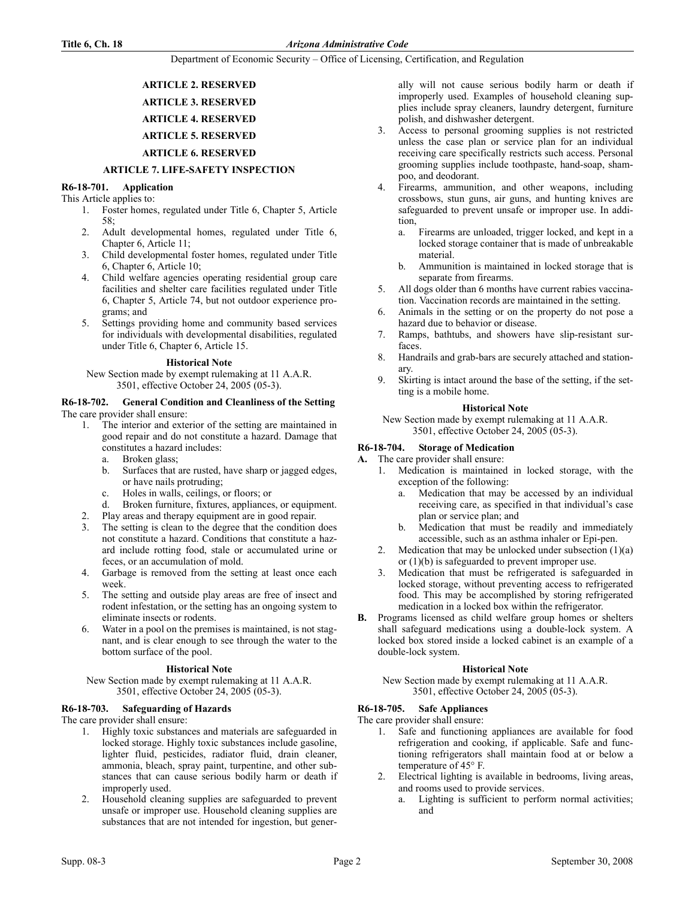## ARTICLE 2. RESERVED

## ARTICLE 3. RESERVED

## ARTICLE 4. RESERVED

## ARTICLE 5. RESERVED

## ARTICLE 6. RESERVED

## ARTICLE 7. LIFE-SAFETY INSPECTION

### R6-18-701. Application

This Article applies to:

1. Foster homes, regulated under Title 6, Chapter 5, Article 58;
2. Adult developmental homes, regulated under Title 6, Chapter 6, Article 11;
3. Child developmental foster homes, regulated under Title 6, Chapter 6, Article 10;
4. Child welfare agencies operating residential group care facilities and shelter care facilities regulated under Title 6, Chapter 5, Article 74, but not outdoor experience programs; and
5. Settings providing home and community based services for individuals with developmental disabilities, regulated under Title 6, Chapter 6, Article 15.

**Historical Note**

New Section made by exempt rulemaking at 11 A.A.R. 3501, effective October 24, 2005 (05-3).

### R6-18-702. General Condition and Cleanliness of the Setting

The care provider shall ensure:

1. The interior and exterior of the setting are maintained in good repair and do not constitute a hazard. Damage that constitutes a hazard includes:
   a. Broken glass;
   b. Surfaces that are rusted, have sharp or jagged edges, or have nails protruding;
   c. Holes in walls, ceilings, or floors; or
   d. Broken furniture, fixtures, appliances, or equipment.
2. Play areas and therapy equipment are in good repair.
3. The setting is clean to the degree that the condition does not constitute a hazard. Conditions that constitute a hazard include rotting food, stale or accumulated urine or feces, or an accumulation of mold.
4. Garbage is removed from the setting at least once each week.
5. The setting and outside play areas are free of insect and rodent infestation, or the setting has an ongoing system to eliminate insects or rodents.
6. Water in a pool on the premises is maintained, is not stagnant, and is clear enough to see through the water to the bottom surface of the pool.

**Historical Note**

New Section made by exempt rulemaking at 11 A.A.R. 3501, effective October 24, 2005 (05-3).

### R6-18-703. Safeguarding of Hazards

The care provider shall ensure:

1. Highly toxic substances and materials are safeguarded in locked storage. Highly toxic substances include gasoline, lighter fluid, pesticides, radiator fluid, drain cleaner, ammonia, bleach, spray paint, turpentine, and other substances that can cause serious bodily harm or death if improperly used.
2. Household cleaning supplies are safeguarded to prevent unsafe or improper use. Household cleaning supplies are substances that are not intended for ingestion, but generally will not cause serious bodily harm or death if improperly used. Examples of household cleaning supplies include spray cleaners, laundry detergent, furniture polish, and dishwasher detergent.
3. Access to personal grooming supplies is not restricted unless the case plan or service plan for an individual receiving care specifically restricts such access. Personal grooming supplies include toothpaste, hand-soap, shampoo, and deodorant.
4. Firearms, ammunition, and other weapons, including crossbows, stun guns, air guns, and hunting knives are safeguarded to prevent unsafe or improper use. In addition,
   a. Firearms are unloaded, trigger locked, and kept in a locked storage container that is made of unbreakable material.
   b. Ammunition is maintained in locked storage that is separate from firearms.
5. All dogs older than 6 months have current rabies vaccination. Vaccination records are maintained in the setting.
6. Animals in the setting or on the property do not pose a hazard due to behavior or disease.
7. Ramps, bathtubs, and showers have slip-resistant surfaces.
8. Handrails and grab-bars are securely attached and stationary.
9. Skirting is intact around the base of the setting, if the setting is a mobile home.

**Historical Note**

New Section made by exempt rulemaking at 11 A.A.R. 3501, effective October 24, 2005 (05-3).

### R6-18-704. Storage of Medication

**A.** The care provider shall ensure:

1. Medication is maintained in locked storage, with the exception of the following:
   a. Medication that may be accessed by an individual receiving care, as specified in that individual's case plan or service plan; and
   b. Medication that must be readily and immediately accessible, such as an asthma inhaler or Epi-pen.
2. Medication that may be unlocked under subsection (1)(a) or (1)(b) is safeguarded to prevent improper use.
3. Medication that must be refrigerated is safeguarded in locked storage, without preventing access to refrigerated food. This may be accomplished by storing refrigerated medication in a locked box within the refrigerator.

**B.** Programs licensed as child welfare group homes or shelters shall safeguard medications using a double-lock system. A locked box stored inside a locked cabinet is an example of a double-lock system.

**Historical Note**

New Section made by exempt rulemaking at 11 A.A.R. 3501, effective October 24, 2005 (05-3).

### R6-18-705. Safe Appliances

The care provider shall ensure:

1. Safe and functioning appliances are available for food refrigeration and cooking, if applicable. Safe and functioning refrigerators shall maintain food at or below a temperature of 45° F.
2. Electrical lighting is available in bedrooms, living areas, and rooms used to provide services.
   a. Lighting is sufficient to perform normal activities; and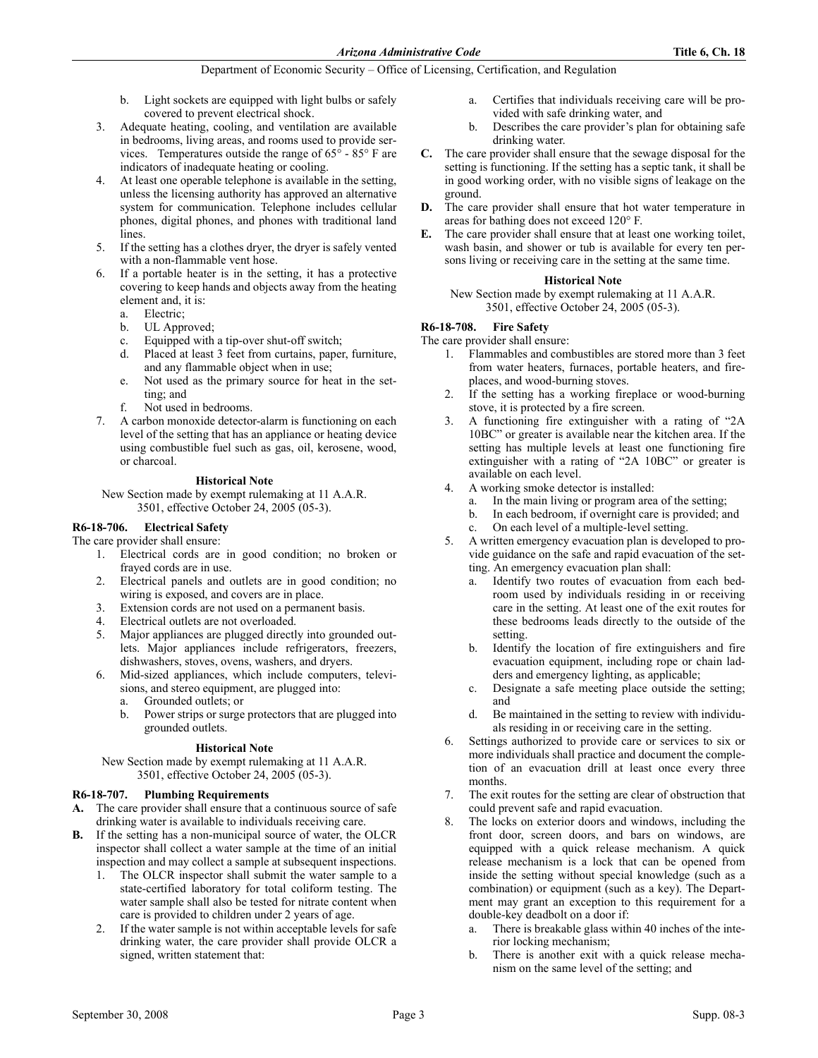b. Light sockets are equipped with light bulbs or safely covered to prevent electrical shock.

3. Adequate heating, cooling, and ventilation are available in bedrooms, living areas, and rooms used to provide services. Temperatures outside the range of 65° - 85° F are indicators of inadequate heating or cooling.
4. At least one operable telephone is available in the setting, unless the licensing authority has approved an alternative system for communication. Telephone includes cellular phones, digital phones, and phones with traditional land lines.
5. If the setting has a clothes dryer, the dryer is safely vented with a non-flammable vent hose.
6. If a portable heater is in the setting, it has a protective covering to keep hands and objects away from the heating element and, it is:
   a. Electric;
   b. UL Approved;
   c. Equipped with a tip-over shut-off switch;
   d. Placed at least 3 feet from curtains, paper, furniture, and any flammable object when in use;
   e. Not used as the primary source for heat in the setting; and
   f. Not used in bedrooms.
7. A carbon monoxide detector-alarm is functioning on each level of the setting that has an appliance or heating device using combustible fuel such as gas, oil, kerosene, wood, or charcoal.

**Historical Note**

New Section made by exempt rulemaking at 11 A.A.R. 3501, effective October 24, 2005 (05-3).

### R6-18-706. Electrical Safety

The care provider shall ensure:

1. Electrical cords are in good condition; no broken or frayed cords are in use.
2. Electrical panels and outlets are in good condition; no wiring is exposed, and covers are in place.
3. Extension cords are not used on a permanent basis.
4. Electrical outlets are not overloaded.
5. Major appliances are plugged directly into grounded outlets. Major appliances include refrigerators, freezers, dishwashers, stoves, ovens, washers, and dryers.
6. Mid-sized appliances, which include computers, televisions, and stereo equipment, are plugged into:
   a. Grounded outlets; or
   b. Power strips or surge protectors that are plugged into grounded outlets.

**Historical Note**

New Section made by exempt rulemaking at 11 A.A.R. 3501, effective October 24, 2005 (05-3).

### R6-18-707. Plumbing Requirements

**A.** The care provider shall ensure that a continuous source of safe drinking water is available to individuals receiving care.

**B.** If the setting has a non-municipal source of water, the OLCR inspector shall collect a water sample at the time of an initial inspection and may collect a sample at subsequent inspections.

1. The OLCR inspector shall submit the water sample to a state-certified laboratory for total coliform testing. The water sample shall also be tested for nitrate content when care is provided to children under 2 years of age.
2. If the water sample is not within acceptable levels for safe drinking water, the care provider shall provide OLCR a signed, written statement that:
   a. Certifies that individuals receiving care will be provided with safe drinking water, and
   b. Describes the care provider's plan for obtaining safe drinking water.

**C.** The care provider shall ensure that the sewage disposal for the setting is functioning. If the setting has a septic tank, it shall be in good working order, with no visible signs of leakage on the ground.

**D.** The care provider shall ensure that hot water temperature in areas for bathing does not exceed 120° F.

**E.** The care provider shall ensure that at least one working toilet, wash basin, and shower or tub is available for every ten persons living or receiving care in the setting at the same time.

**Historical Note**

New Section made by exempt rulemaking at 11 A.A.R. 3501, effective October 24, 2005 (05-3).

### R6-18-708. Fire Safety

The care provider shall ensure:

1. Flammables and combustibles are stored more than 3 feet from water heaters, furnaces, portable heaters, and fireplaces, and wood-burning stoves.
2. If the setting has a working fireplace or wood-burning stove, it is protected by a fire screen.
3. A functioning fire extinguisher with a rating of "2A 10BC" or greater is available near the kitchen area. If the setting has multiple levels at least one functioning fire extinguisher with a rating of "2A 10BC" or greater is available on each level.
4. A working smoke detector is installed:
   a. In the main living or program area of the setting;
   b. In each bedroom, if overnight care is provided; and
   c. On each level of a multiple-level setting.
5. A written emergency evacuation plan is developed to provide guidance on the safe and rapid evacuation of the setting. An emergency evacuation plan shall:
   a. Identify two routes of evacuation from each bedroom used by individuals residing in or receiving care in the setting. At least one of the exit routes for these bedrooms leads directly to the outside of the setting.
   b. Identify the location of fire extinguishers and fire evacuation equipment, including rope or chain ladders and emergency lighting, as applicable;
   c. Designate a safe meeting place outside the setting; and
   d. Be maintained in the setting to review with individuals residing in or receiving care in the setting.
6. Settings authorized to provide care or services to six or more individuals shall practice and document the completion of an evacuation drill at least once every three months.
7. The exit routes for the setting are clear of obstruction that could prevent safe and rapid evacuation.
8. The locks on exterior doors and windows, including the front door, screen doors, and bars on windows, are equipped with a quick release mechanism. A quick release mechanism is a lock that can be opened from inside the setting without special knowledge (such as a combination) or equipment (such as a key). The Department may grant an exception to this requirement for a double-key deadbolt on a door if:
   a. There is breakable glass within 40 inches of the interior locking mechanism;
   b. There is another exit with a quick release mechanism on the same level of the setting; and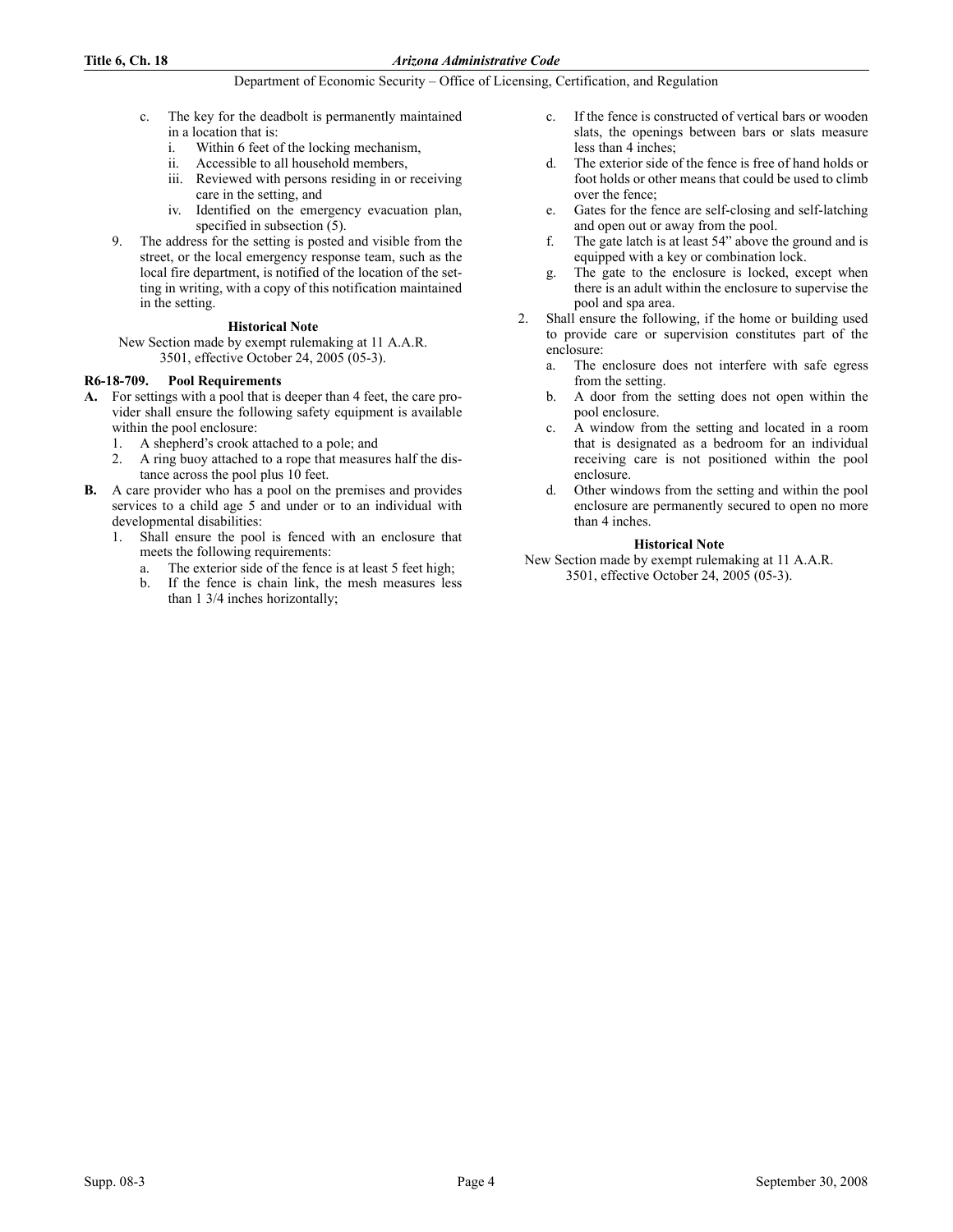c. The key for the deadbolt is permanently maintained in a location that is:
   i. Within 6 feet of the locking mechanism,
   ii. Accessible to all household members,
   iii. Reviewed with persons residing in or receiving care in the setting, and
   iv. Identified on the emergency evacuation plan, specified in subsection (5).

9. The address for the setting is posted and visible from the street, or the local emergency response team, such as the local fire department, is notified of the location of the setting in writing, with a copy of this notification maintained in the setting.

**Historical Note**

New Section made by exempt rulemaking at 11 A.A.R. 3501, effective October 24, 2005 (05-3).

### R6-18-709. Pool Requirements

**A.** For settings with a pool that is deeper than 4 feet, the care provider shall ensure the following safety equipment is available within the pool enclosure:
   1. A shepherd's crook attached to a pole; and
   2. A ring buoy attached to a rope that measures half the distance across the pool plus 10 feet.

**B.** A care provider who has a pool on the premises and provides services to a child age 5 and under or to an individual with developmental disabilities:
   1. Shall ensure the pool is fenced with an enclosure that meets the following requirements:
      a. The exterior side of the fence is at least 5 feet high;
      b. If the fence is chain link, the mesh measures less than 1 3/4 inches horizontally;
      c. If the fence is constructed of vertical bars or wooden slats, the openings between bars or slats measure less than 4 inches;
      d. The exterior side of the fence is free of hand holds or foot holds or other means that could be used to climb over the fence;
      e. Gates for the fence are self-closing and self-latching and open out or away from the pool.
      f. The gate latch is at least 54" above the ground and is equipped with a key or combination lock.
      g. The gate to the enclosure is locked, except when there is an adult within the enclosure to supervise the pool and spa area.
   2. Shall ensure the following, if the home or building used to provide care or supervision constitutes part of the enclosure:
      a. The enclosure does not interfere with safe egress from the setting.
      b. A door from the setting does not open within the pool enclosure.
      c. A window from the setting and located in a room that is designated as a bedroom for an individual receiving care is not positioned within the pool enclosure.
      d. Other windows from the setting and within the pool enclosure are permanently secured to open no more than 4 inches.

**Historical Note**

New Section made by exempt rulemaking at 11 A.A.R. 3501, effective October 24, 2005 (05-3).